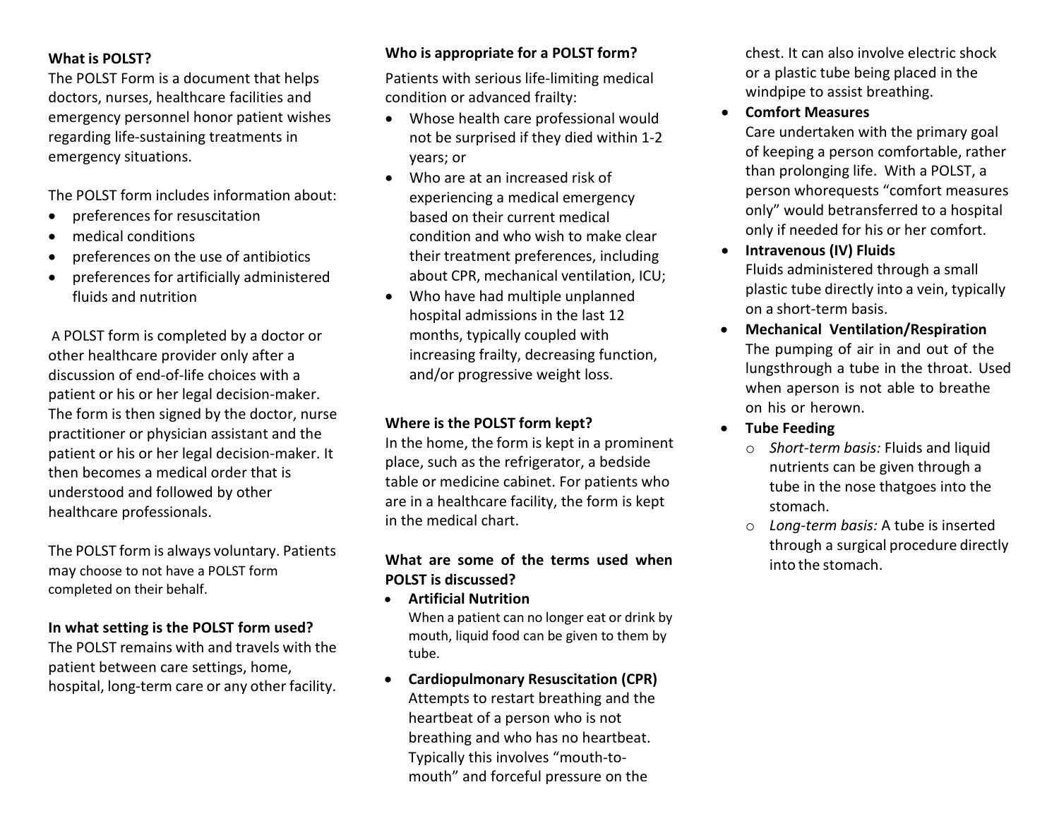**What is POLST?**

The POLST Form is a document that helps doctors, nurses, healthcare facilities and emergency personnel honor patient wishes regarding life-sustaining treatments in emergency situations.

The POLST form includes information about:

- preferences for resuscitation
- medical conditions
- preferences on the use of antibiotics
- preferences for artificially administered fluids and nutrition

A POLST form is completed by a doctor or other healthcare provider only after a discussion of end-of-life choices with a patient or his or her legal decision-maker. The form is then signed by the doctor, nurse practitioner or physician assistant and the patient or his or her legal decision-maker. It then becomes a medical order that is understood and followed by other healthcare professionals.

The POLST form is always voluntary. Patients may choose to not have a POLST form completed on their behalf.

**In what setting is the POLST form used?**

The POLST remains with and travels with the patient between care settings, home, hospital, long-term care or any other facility.

**Who is appropriate for a POLST form?**

Patients with serious life-limiting medical condition or advanced frailty:

- Whose health care professional would not be surprised if they died within 1-2 years; or
- Who are at an increased risk of experiencing a medical emergency based on their current medical condition and who wish to make clear their treatment preferences, including about CPR, mechanical ventilation, ICU;
- Who have had multiple unplanned hospital admissions in the last 12 months, typically coupled with increasing frailty, decreasing function, and/or progressive weight loss.

**Where is the POLST form kept?**

In the home, the form is kept in a prominent place, such as the refrigerator, a bedside table or medicine cabinet. For patients who are in a healthcare facility, the form is kept in the medical chart.

**What are some of the terms used when POLST is discussed?**

- **Artificial Nutrition**
  When a patient can no longer eat or drink by mouth, liquid food can be given to them by tube.
- **Cardiopulmonary Resuscitation (CPR)**
  Attempts to restart breathing and the heartbeat of a person who is not breathing and who has no heartbeat. Typically this involves "mouth-to-mouth" and forceful pressure on the chest. It can also involve electric shock or a plastic tube being placed in the windpipe to assist breathing.
- **Comfort Measures**
  Care undertaken with the primary goal of keeping a person comfortable, rather than prolonging life. With a POLST, a person whorequests "comfort measures only" would betransferred to a hospital only if needed for his or her comfort.
- **Intravenous (IV) Fluids**
  Fluids administered through a small plastic tube directly into a vein, typically on a short-term basis.
- **Mechanical Ventilation/Respiration**
  The pumping of air in and out of the lungsthrough a tube in the throat. Used when aperson is not able to breathe on his or herown.
- **Tube Feeding**
  - *Short-term basis:* Fluids and liquid nutrients can be given through a tube in the nose thatgoes into the stomach.
  - *Long-term basis:* A tube is inserted through a surgical procedure directly into the stomach.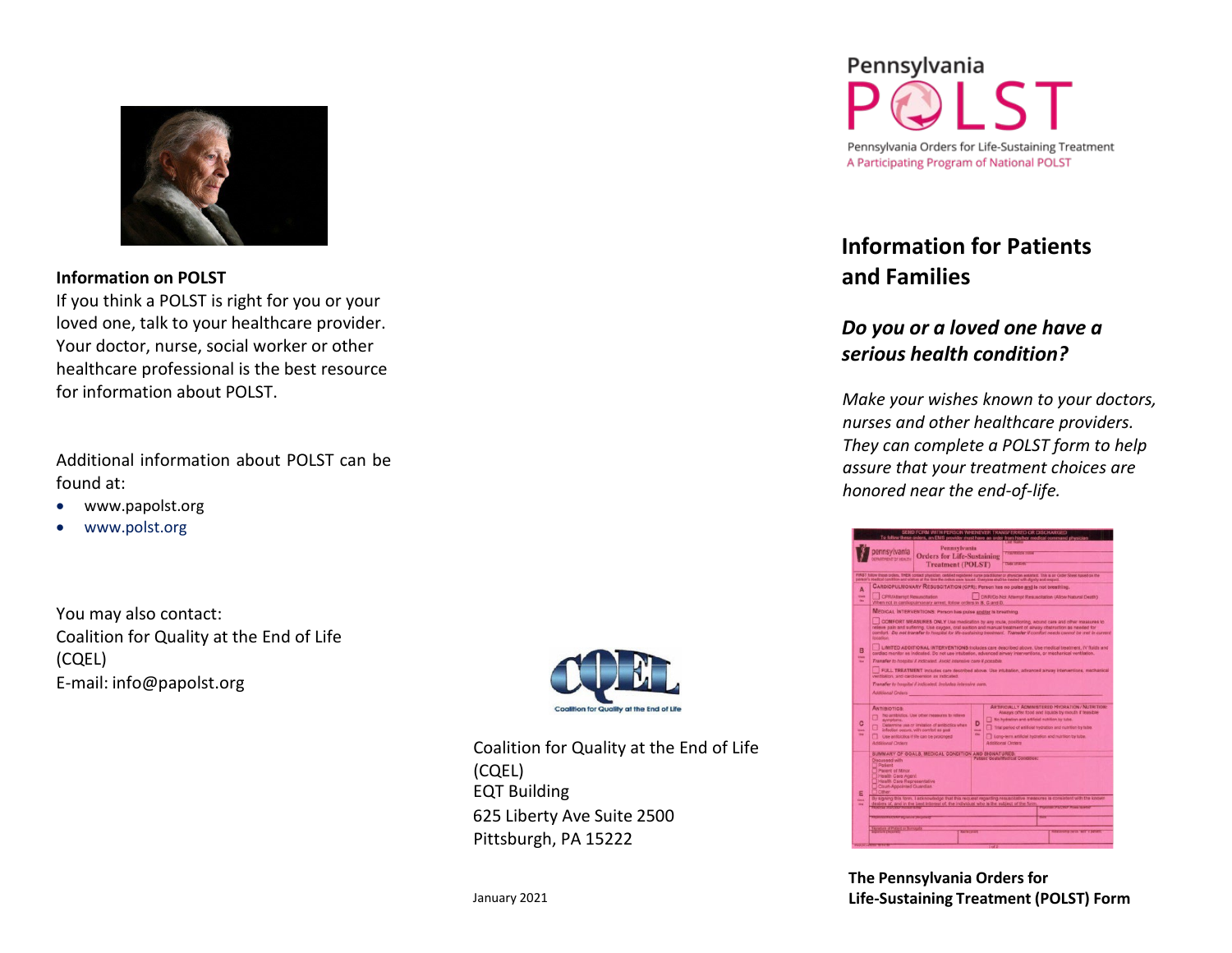**Information on POLST**

If you think a POLST is right for you or your loved one, talk to your healthcare provider. Your doctor, nurse, social worker or other healthcare professional is the best resource for information about POLST.

Additional information about POLST can be found at:

- www.papolst.org
- www.polst.org

You may also contact:
Coalition for Quality at the End of Life (CQEL)
E-mail: info@papolst.org

Coalition for Quality at the End of Life

Coalition for Quality at the End of Life (CQEL)
EQT Building
625 Liberty Ave Suite 2500
Pittsburgh, PA 15222

January 2021

Pennsylvania POLST

Pennsylvania Orders for Life-Sustaining Treatment
A Participating Program of National POLST

## Information for Patients and Families

### *Do you or a loved one have a serious health condition?*

*Make your wishes known to your doctors, nurses and other healthcare providers. They can complete a POLST form to help assure that your treatment choices are honored near the end-of-life.*

**The Pennsylvania Orders for Life-Sustaining Treatment (POLST) Form**